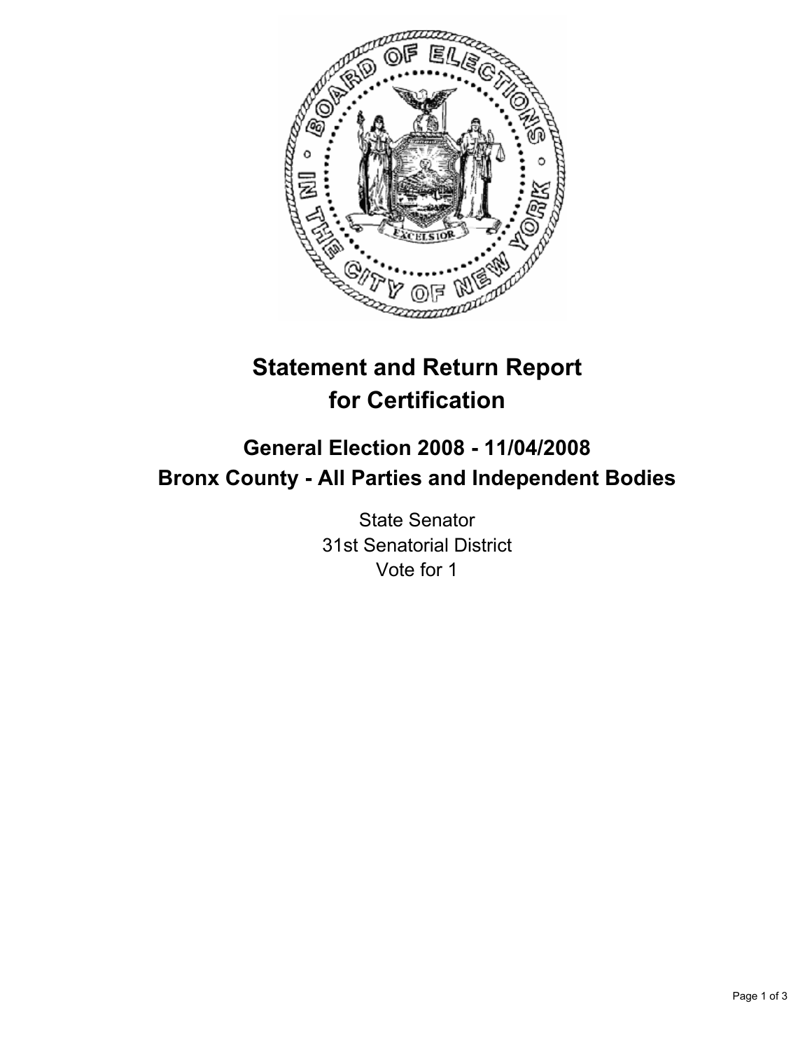# Statement and Return Report for Certification

## General Election 2008 - 11/04/2008
## Bronx County - All Parties and Independent Bodies

State Senator
31st Senatorial District
Vote for 1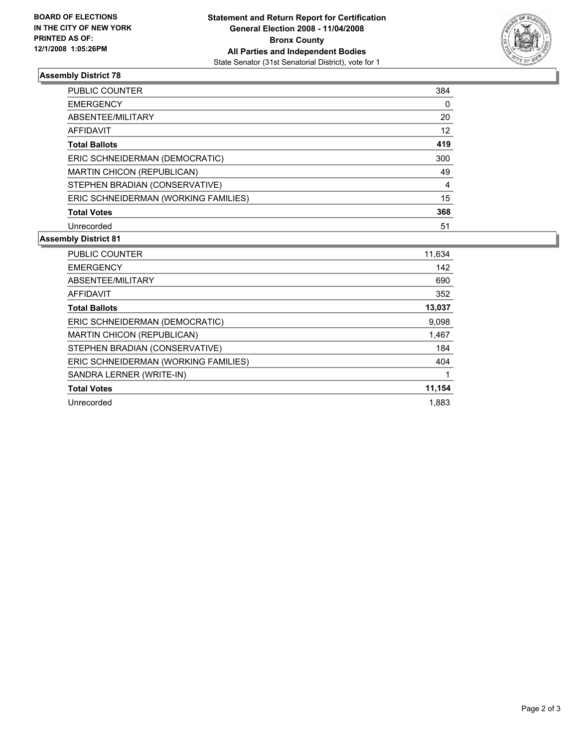**BOARD OF ELECTIONS IN THE CITY OF NEW YORK PRINTED AS OF: 12/1/2008 1:05:26PM**

**Statement and Return Report for Certification**
**General Election 2008 - 11/04/2008**
**Bronx County**
**All Parties and Independent Bodies**
State Senator (31st Senatorial District), vote for 1

### Assembly District 78

| | |
|---|---|
| PUBLIC COUNTER | 384 |
| EMERGENCY | 0 |
| ABSENTEE/MILITARY | 20 |
| AFFIDAVIT | 12 |
| **Total Ballots** | **419** |
| ERIC SCHNEIDERMAN (DEMOCRATIC) | 300 |
| MARTIN CHICON (REPUBLICAN) | 49 |
| STEPHEN BRADIAN (CONSERVATIVE) | 4 |
| ERIC SCHNEIDERMAN (WORKING FAMILIES) | 15 |
| **Total Votes** | **368** |
| Unrecorded | 51 |

### Assembly District 81

| | |
|---|---|
| PUBLIC COUNTER | 11,634 |
| EMERGENCY | 142 |
| ABSENTEE/MILITARY | 690 |
| AFFIDAVIT | 352 |
| **Total Ballots** | **13,037** |
| ERIC SCHNEIDERMAN (DEMOCRATIC) | 9,098 |
| MARTIN CHICON (REPUBLICAN) | 1,467 |
| STEPHEN BRADIAN (CONSERVATIVE) | 184 |
| ERIC SCHNEIDERMAN (WORKING FAMILIES) | 404 |
| SANDRA LERNER (WRITE-IN) | 1 |
| **Total Votes** | **11,154** |
| Unrecorded | 1,883 |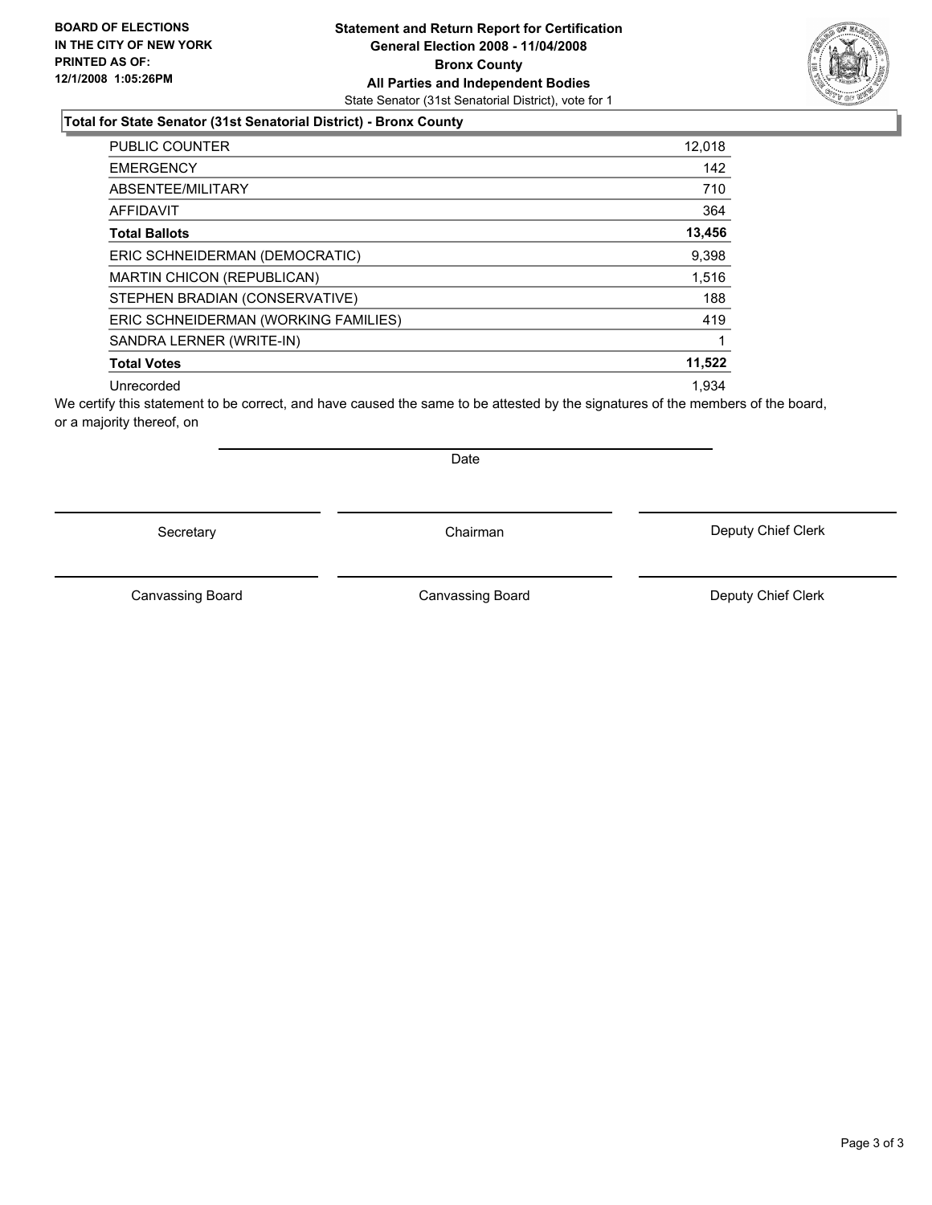**BOARD OF ELECTIONS IN THE CITY OF NEW YORK PRINTED AS OF: 12/1/2008 1:05:26PM**

**Statement and Return Report for Certification**
**General Election 2008 - 11/04/2008**
**Bronx County**
**All Parties and Independent Bodies**
State Senator (31st Senatorial District), vote for 1

**Total for State Senator (31st Senatorial District) - Bronx County**

| | |
|---|---|
| PUBLIC COUNTER | 12,018 |
| EMERGENCY | 142 |
| ABSENTEE/MILITARY | 710 |
| AFFIDAVIT | 364 |
| **Total Ballots** | **13,456** |
| ERIC SCHNEIDERMAN (DEMOCRATIC) | 9,398 |
| MARTIN CHICON (REPUBLICAN) | 1,516 |
| STEPHEN BRADIAN (CONSERVATIVE) | 188 |
| ERIC SCHNEIDERMAN (WORKING FAMILIES) | 419 |
| SANDRA LERNER (WRITE-IN) | 1 |
| **Total Votes** | **11,522** |
| Unrecorded | 1,934 |

We certify this statement to be correct, and have caused the same to be attested by the signatures of the members of the board, or a majority thereof, on

Date

Secretary | Chairman | Deputy Chief Clerk

Canvassing Board | Canvassing Board | Deputy Chief Clerk